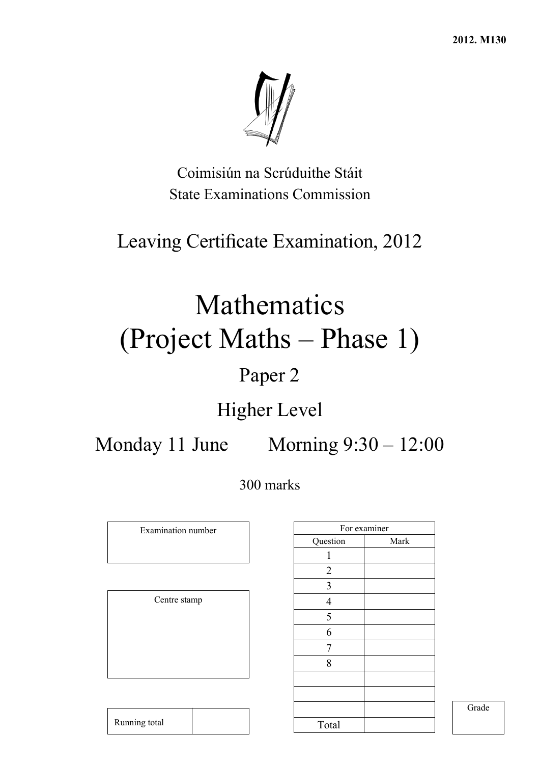2012. M130

Coimisiún na Scrúduithe Stáit

State Examinations Commission

# Leaving Certificate Examination, 2012

# Mathematics (Project Maths – Phase 1)

## Paper 2

## Higher Level

## Monday 11 June Morning 9:30 – 12:00

300 marks

| Examination number |
|---|
| |

| Centre stamp |
|---|
| |

| Running total | |
|---|---|

| For examiner | |
|---|---|
| Question | Mark |
| 1 | |
| 2 | |
| 3 | |
| 4 | |
| 5 | |
| 6 | |
| 7 | |
| 8 | |
| | |
| | |
| | |
| Total | |

| Grade |
|---|
| |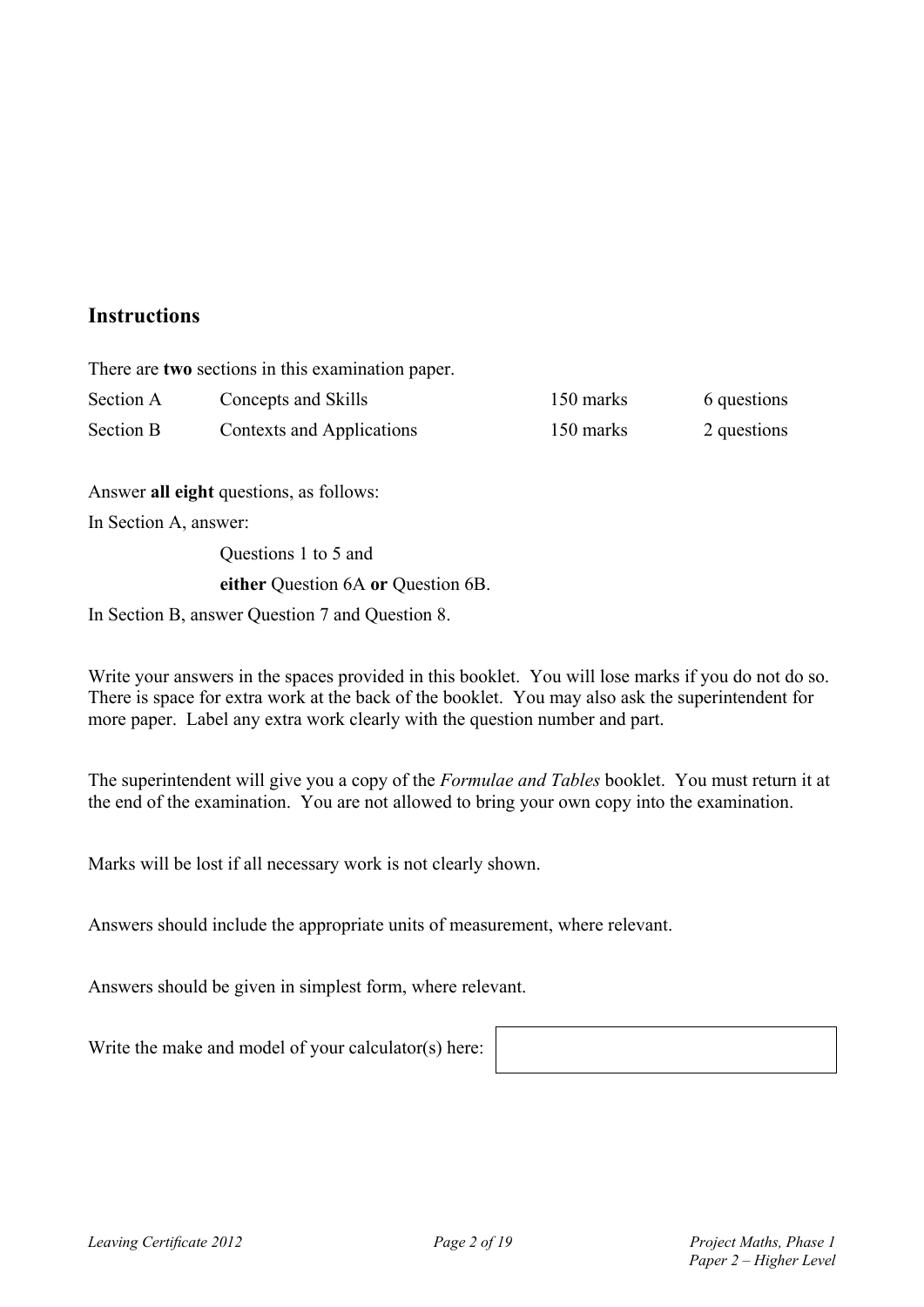## Instructions

There are **two** sections in this examination paper.

| | | | |
|---|---|---|---|
| Section A | Concepts and Skills | 150 marks | 6 questions |
| Section B | Contexts and Applications | 150 marks | 2 questions |

Answer **all eight** questions, as follows:

In Section A, answer:

Questions 1 to 5 and

**either** Question 6A **or** Question 6B.

In Section B, answer Question 7 and Question 8.

Write your answers in the spaces provided in this booklet. You will lose marks if you do not do so. There is space for extra work at the back of the booklet. You may also ask the superintendent for more paper. Label any extra work clearly with the question number and part.

The superintendent will give you a copy of the *Formulae and Tables* booklet. You must return it at the end of the examination. You are not allowed to bring your own copy into the examination.

Marks will be lost if all necessary work is not clearly shown.

Answers should include the appropriate units of measurement, where relevant.

Answers should be given in simplest form, where relevant.

Write the make and model of your calculator(s) here: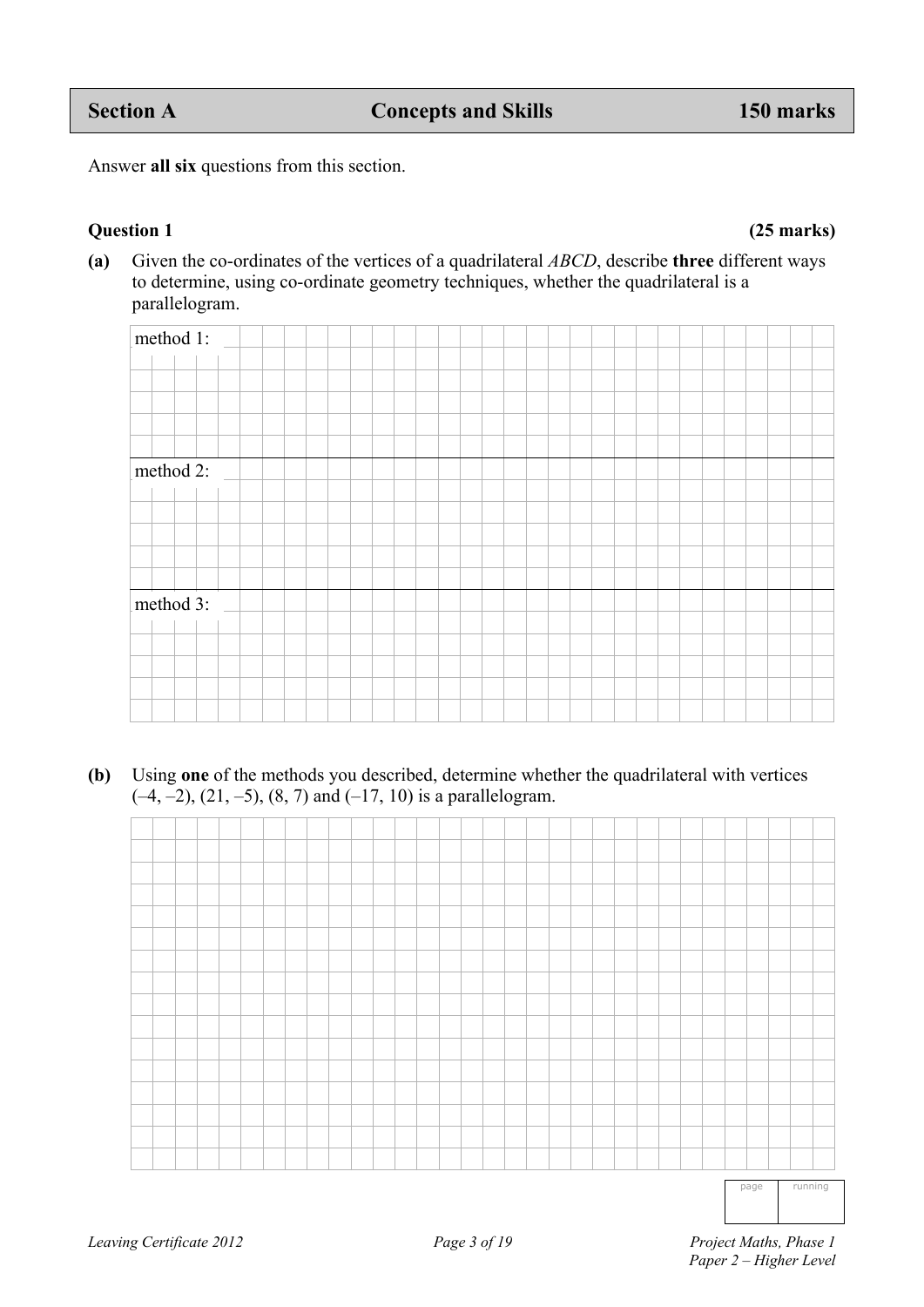## Section A — Concepts and Skills — 150 marks

Answer **all six** questions from this section.

### Question 1 (25 marks)

**(a)** Given the co-ordinates of the vertices of a quadrilateral *ABCD*, describe **three** different ways to determine, using co-ordinate geometry techniques, whether the quadrilateral is a parallelogram.

method 1:

method 2:

method 3:

**(b)** Using **one** of the methods you described, determine whether the quadrilateral with vertices $(-4, -2)$, $(21, -5)$, $(8, 7)$ and $(-17, 10)$ is a parallelogram.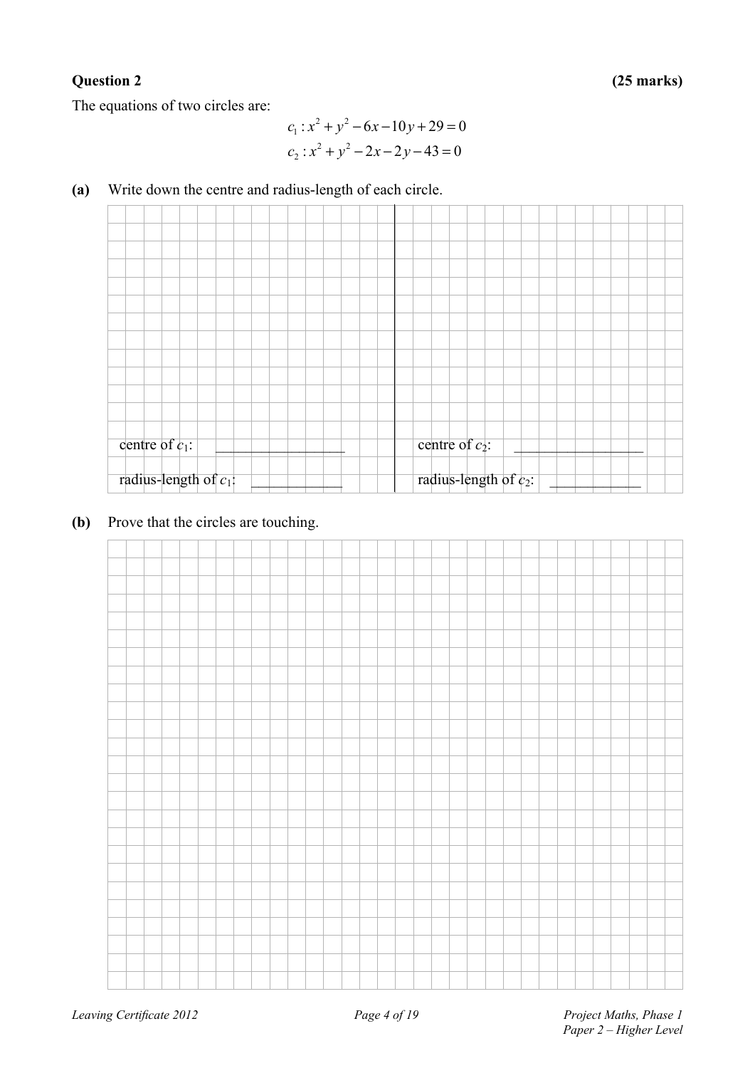**Question 2** **(25 marks)**

The equations of two circles are:

$$c_1 : x^2 + y^2 - 6x - 10y + 29 = 0$$
$$c_2 : x^2 + y^2 - 2x - 2y - 43 = 0$$

**(a)** Write down the centre and radius-length of each circle.

centre of $c_1$: __________________

radius-length of $c_1$: ____________

centre of $c_2$: __________________

radius-length of $c_2$: ____________

**(b)** Prove that the circles are touching.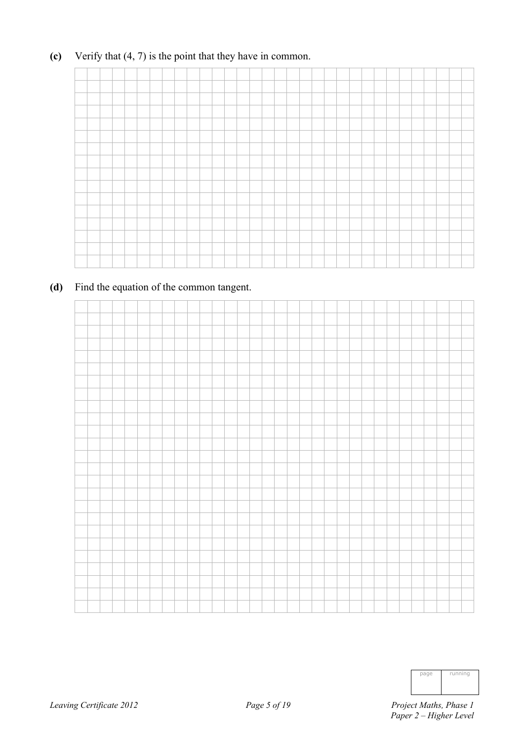**(c)** Verify that (4, 7) is the point that they have in common.

**(d)** Find the equation of the common tangent.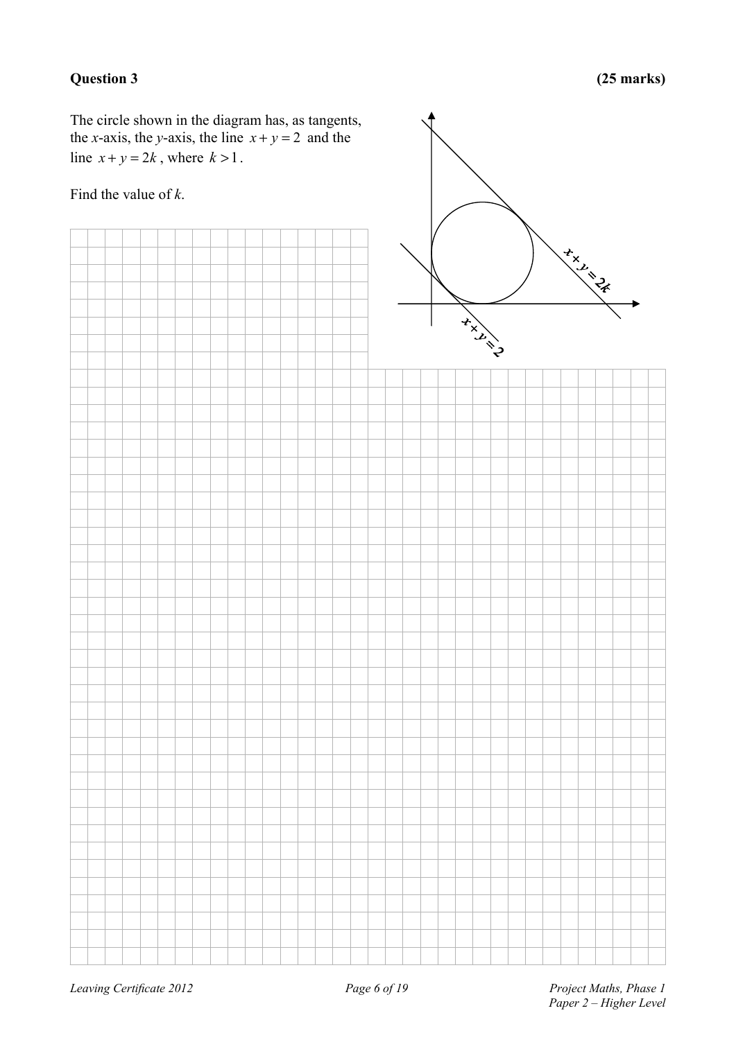**Question 3** **(25 marks)**

The circle shown in the diagram has, as tangents, the $x$-axis, the $y$-axis, the line $x + y = 2$ and the line $x + y = 2k$, where $k > 1$.

Find the value of $k$.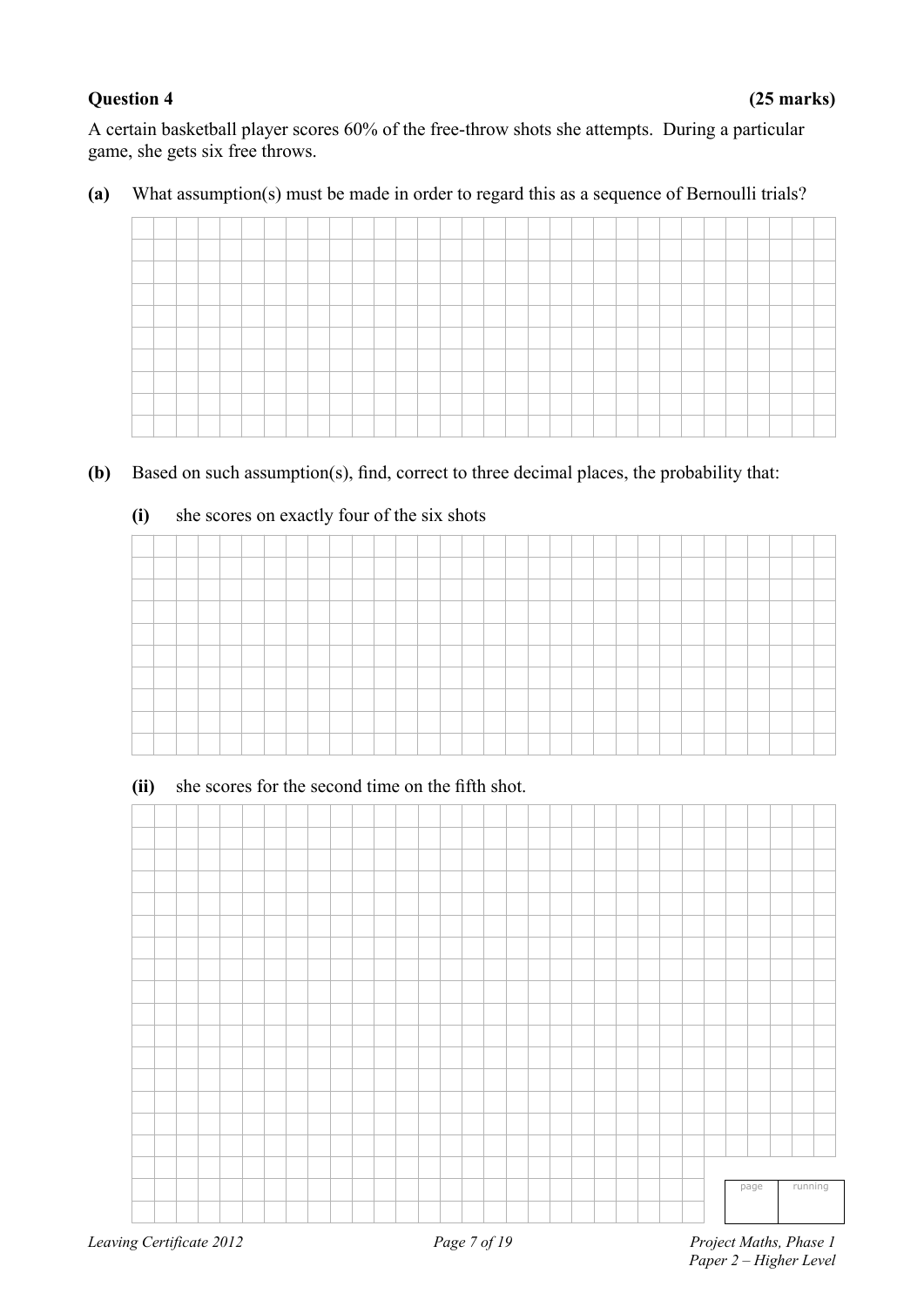**Question 4** **(25 marks)**

A certain basketball player scores 60% of the free-throw shots she attempts. During a particular game, she gets six free throws.

**(a)** What assumption(s) must be made in order to regard this as a sequence of Bernoulli trials?

**(b)** Based on such assumption(s), find, correct to three decimal places, the probability that:

**(i)** she scores on exactly four of the six shots

**(ii)** she scores for the second time on the fifth shot.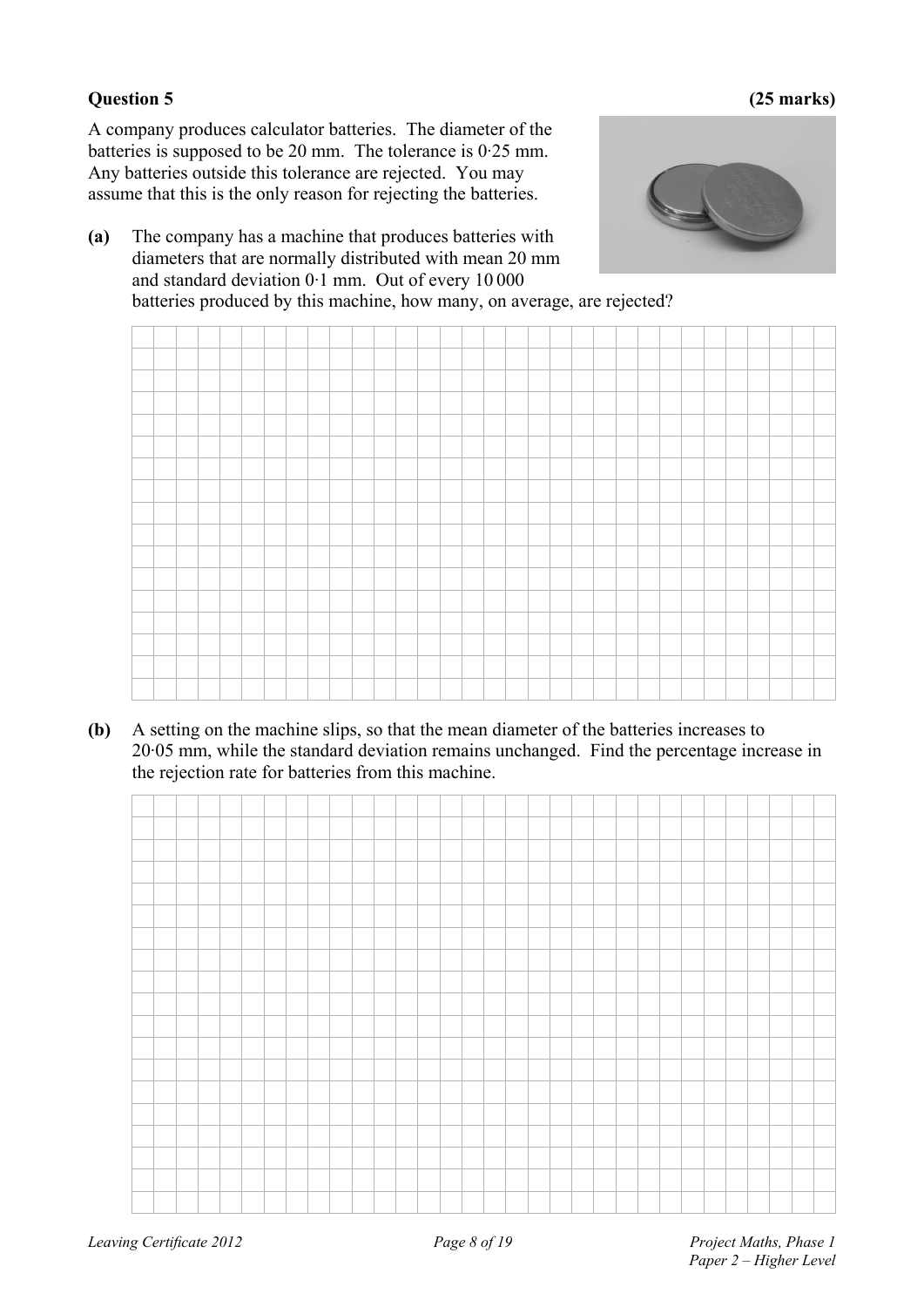**Question 5** **(25 marks)**

A company produces calculator batteries. The diameter of the batteries is supposed to be 20 mm. The tolerance is 0·25 mm. Any batteries outside this tolerance are rejected. You may assume that this is the only reason for rejecting the batteries.

**(a)** The company has a machine that produces batteries with diameters that are normally distributed with mean 20 mm and standard deviation 0·1 mm. Out of every 10 000 batteries produced by this machine, how many, on average, are rejected?

**(b)** A setting on the machine slips, so that the mean diameter of the batteries increases to 20·05 mm, while the standard deviation remains unchanged. Find the percentage increase in the rejection rate for batteries from this machine.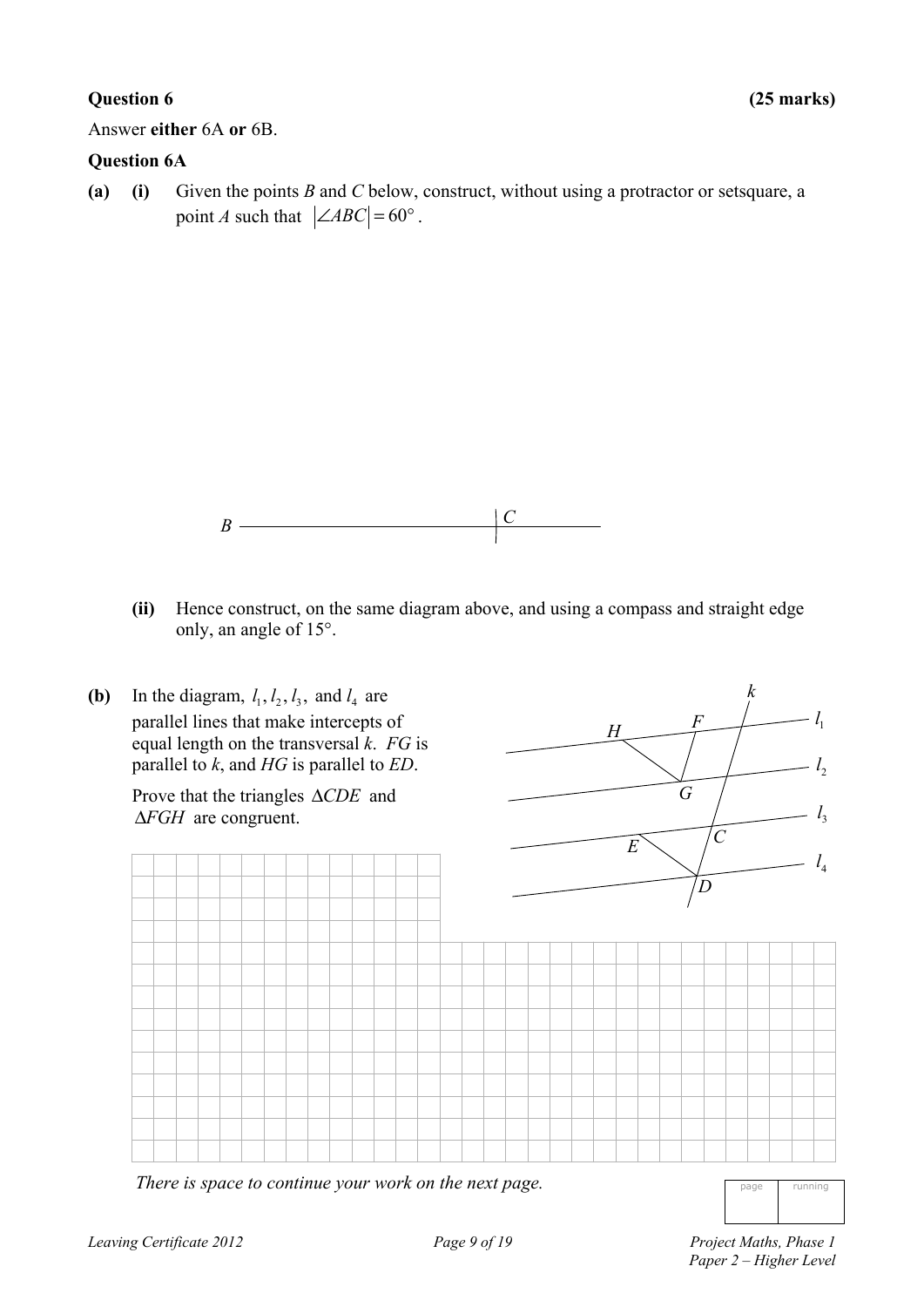**Question 6** **(25 marks)**

Answer **either** 6A **or** 6B.

**Question 6A**

**(a)** **(i)** Given the points $B$ and $C$ below, construct, without using a protractor or setsquare, a point $A$ such that $|\angle ABC| = 60°$.

$B$ ——————————————— $C$

**(ii)** Hence construct, on the same diagram above, and using a compass and straight edge only, an angle of 15°.

**(b)** In the diagram, $l_1, l_2, l_3,$ and $l_4$ are parallel lines that make intercepts of equal length on the transversal $k$. $FG$ is parallel to $k$, and $HG$ is parallel to $ED$.

Prove that the triangles $\Delta CDE$ and $\Delta FGH$ are congruent.

*There is space to continue your work on the next page.*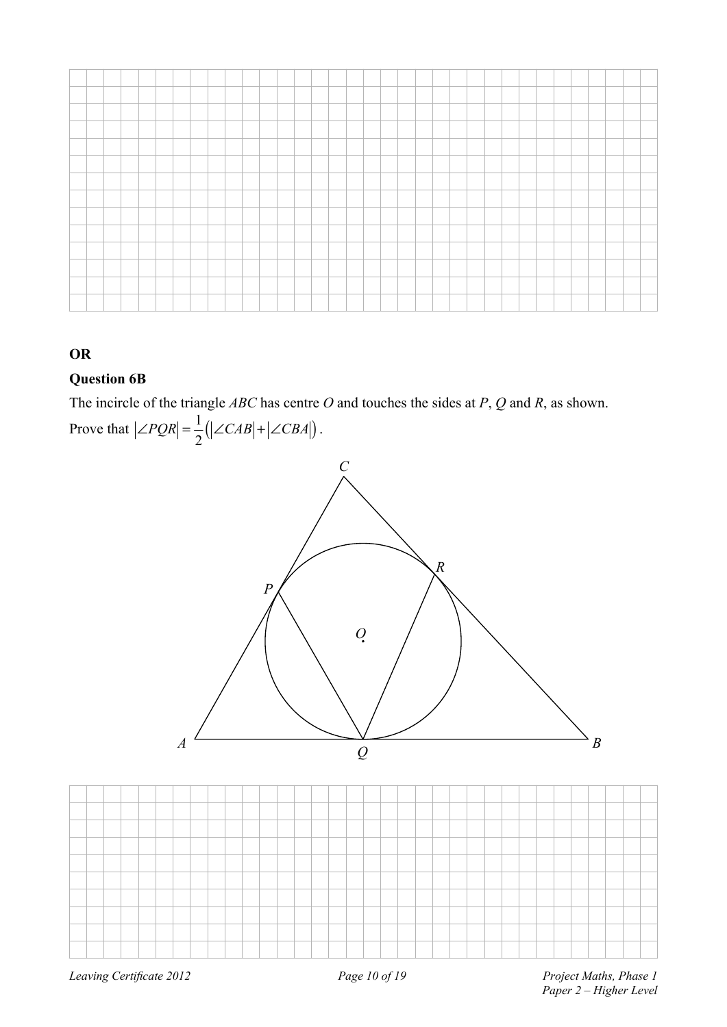**OR**

**Question 6B**

The incircle of the triangle $ABC$ has centre $O$ and touches the sides at $P$, $Q$ and $R$, as shown.

Prove that $|\angle PQR| = \frac{1}{2}\left(|\angle CAB| + |\angle CBA|\right)$.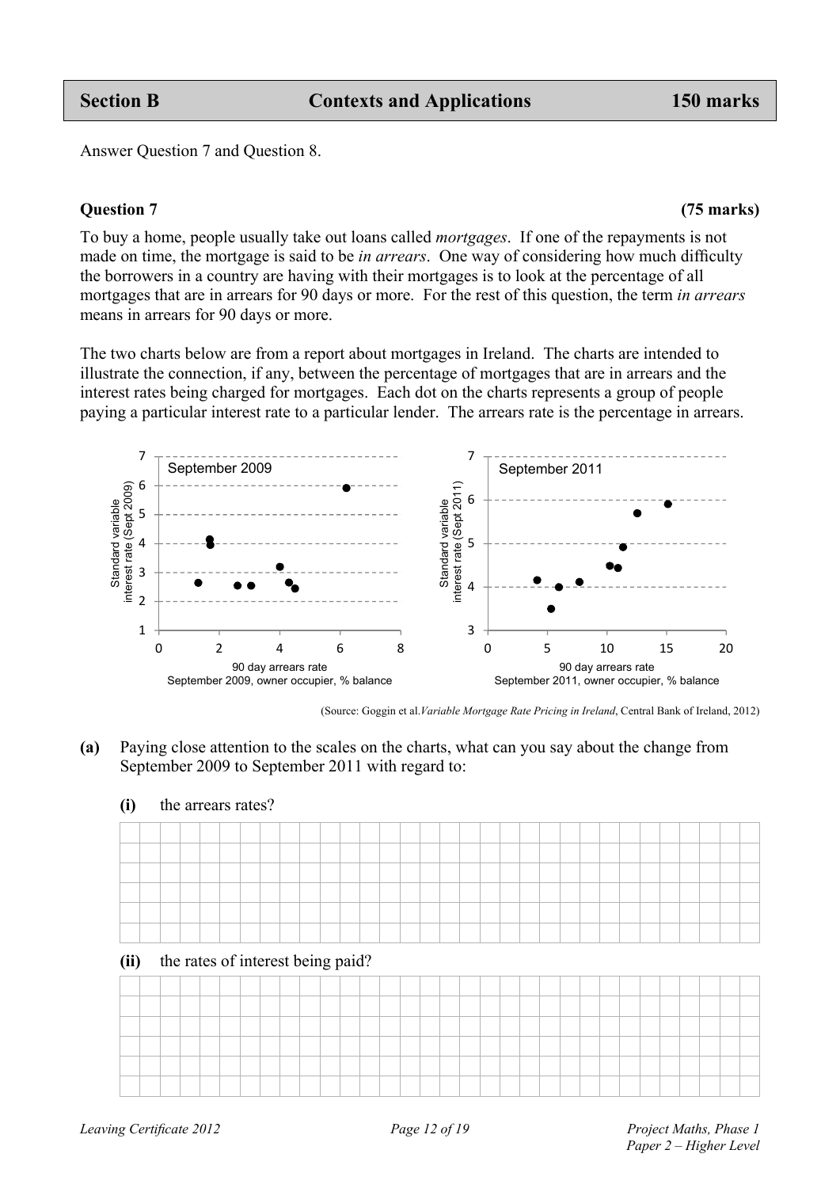## Section B — Contexts and Applications — 150 marks

Answer Question 7 and Question 8.

### Question 7 (75 marks)

To buy a home, people usually take out loans called *mortgages*. If one of the repayments is not made on time, the mortgage is said to be *in arrears*. One way of considering how much difficulty the borrowers in a country are having with their mortgages is to look at the percentage of all mortgages that are in arrears for 90 days or more. For the rest of this question, the term *in arrears* means in arrears for 90 days or more.

The two charts below are from a report about mortgages in Ireland. The charts are intended to illustrate the connection, if any, between the percentage of mortgages that are in arrears and the interest rates being charged for mortgages. Each dot on the charts represents a group of people paying a particular interest rate to a particular lender. The arrears rate is the percentage in arrears.

(Source: Goggin et al. *Variable Mortgage Rate Pricing in Ireland*, Central Bank of Ireland, 2012)

**(a)** Paying close attention to the scales on the charts, what can you say about the change from September 2009 to September 2011 with regard to:

**(i)** the arrears rates?

**(ii)** the rates of interest being paid?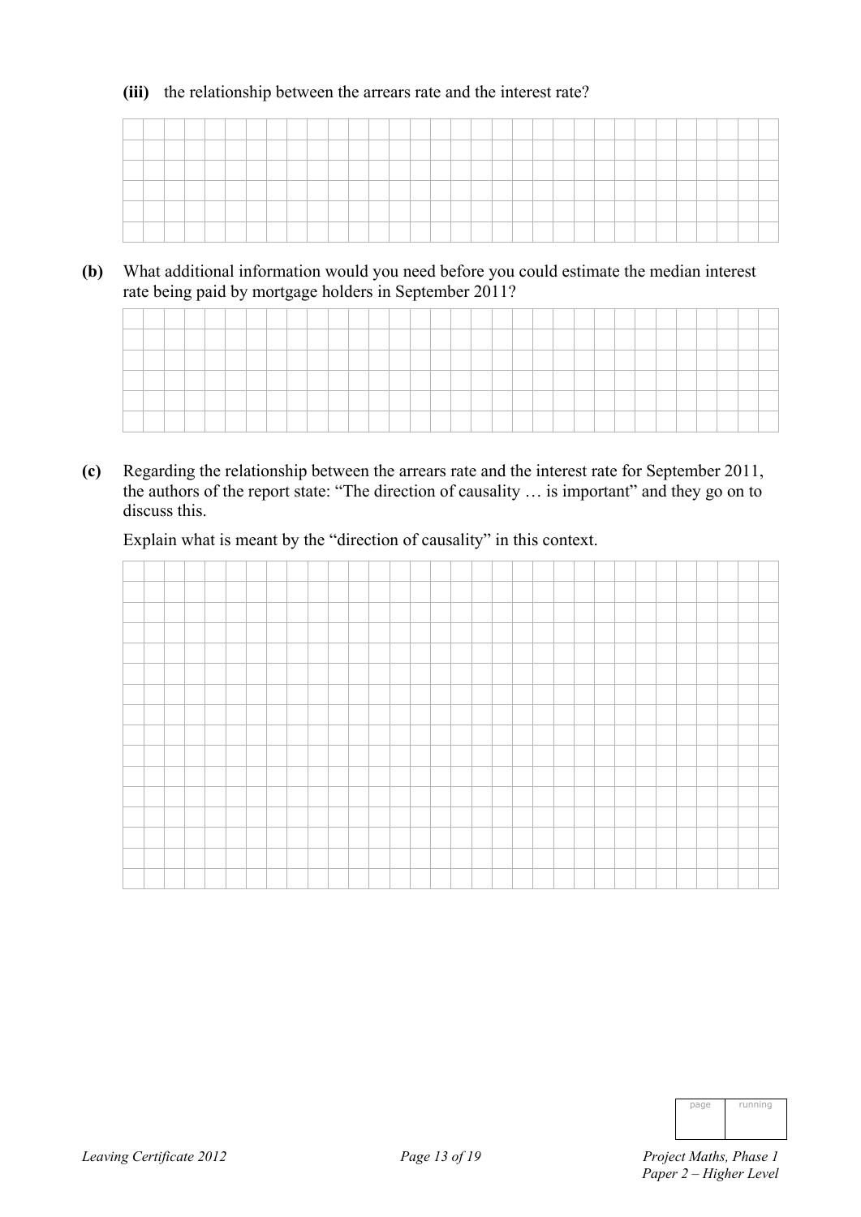**(iii)** the relationship between the arrears rate and the interest rate?

**(b)** What additional information would you need before you could estimate the median interest rate being paid by mortgage holders in September 2011?

**(c)** Regarding the relationship between the arrears rate and the interest rate for September 2011, the authors of the report state: "The direction of causality … is important" and they go on to discuss this.

Explain what is meant by the "direction of causality" in this context.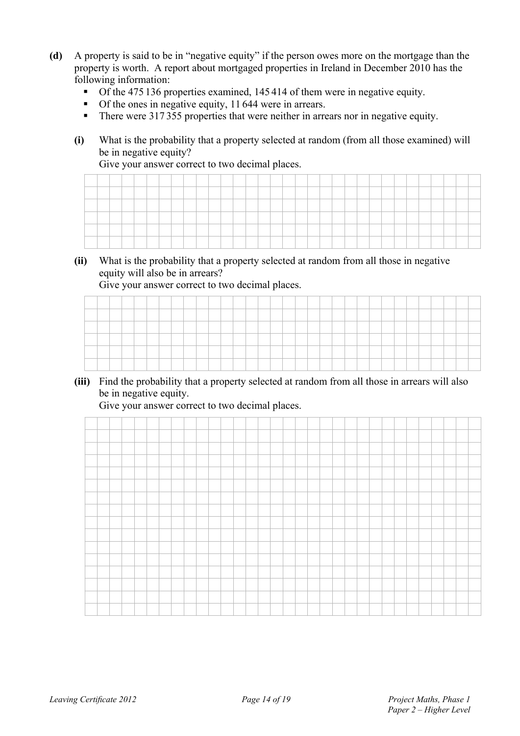**(d)** A property is said to be in "negative equity" if the person owes more on the mortgage than the property is worth. A report about mortgaged properties in Ireland in December 2010 has the following information:

- Of the 475 136 properties examined, 145 414 of them were in negative equity.
- Of the ones in negative equity, 11 644 were in arrears.
- There were 317 355 properties that were neither in arrears nor in negative equity.

**(i)** What is the probability that a property selected at random (from all those examined) will be in negative equity?
Give your answer correct to two decimal places.

**(ii)** What is the probability that a property selected at random from all those in negative equity will also be in arrears?
Give your answer correct to two decimal places.

**(iii)** Find the probability that a property selected at random from all those in arrears will also be in negative equity.
Give your answer correct to two decimal places.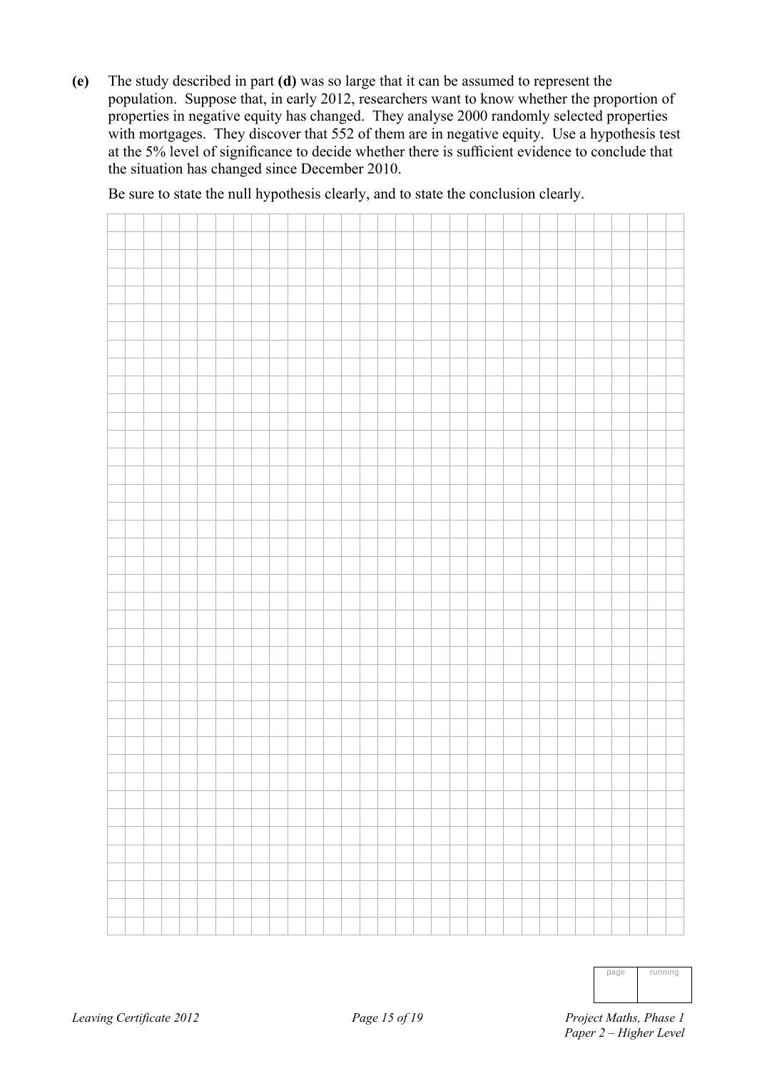**(e)** The study described in part **(d)** was so large that it can be assumed to represent the population. Suppose that, in early 2012, researchers want to know whether the proportion of properties in negative equity has changed. They analyse 2000 randomly selected properties with mortgages. They discover that 552 of them are in negative equity. Use a hypothesis test at the 5% level of significance to decide whether there is sufficient evidence to conclude that the situation has changed since December 2010.

Be sure to state the null hypothesis clearly, and to state the conclusion clearly.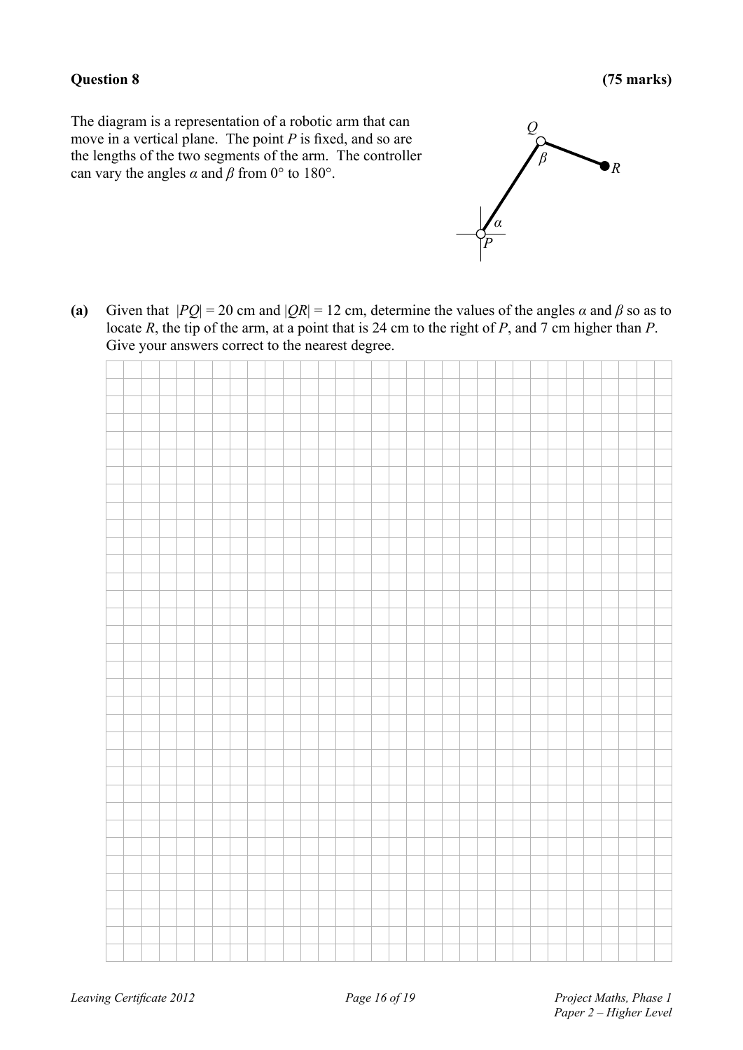**Question 8** **(75 marks)**

The diagram is a representation of a robotic arm that can move in a vertical plane. The point $P$ is fixed, and so are the lengths of the two segments of the arm. The controller can vary the angles $\alpha$ and $\beta$ from 0° to 180°.

**(a)** Given that $|PQ| = 20$ cm and $|QR| = 12$ cm, determine the values of the angles $\alpha$ and $\beta$ so as to locate $R$, the tip of the arm, at a point that is 24 cm to the right of $P$, and 7 cm higher than $P$. Give your answers correct to the nearest degree.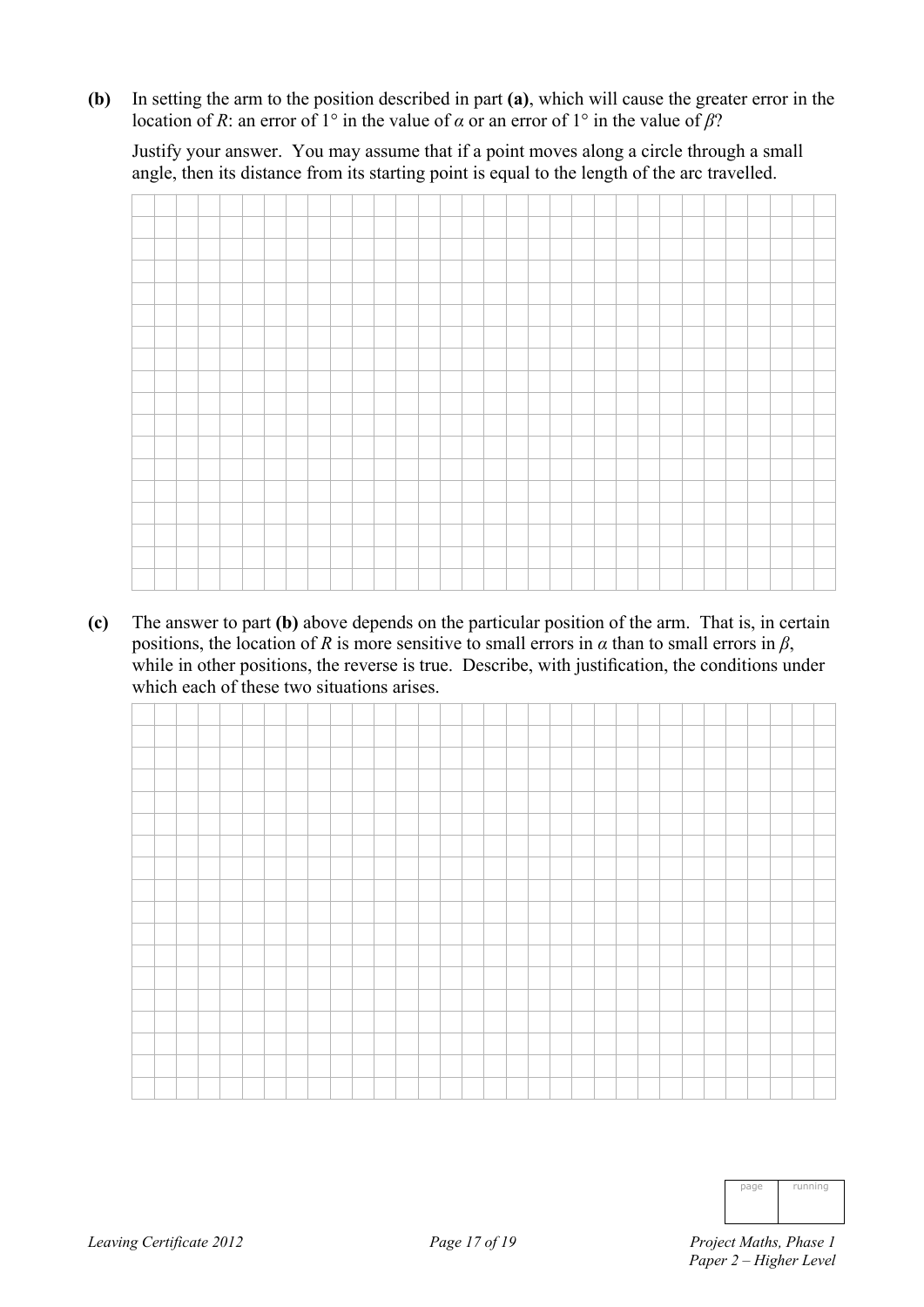**(b)** In setting the arm to the position described in part **(a)**, which will cause the greater error in the location of $R$: an error of $1°$ in the value of $\alpha$ or an error of $1°$ in the value of $\beta$?

Justify your answer. You may assume that if a point moves along a circle through a small angle, then its distance from its starting point is equal to the length of the arc travelled.

**(c)** The answer to part **(b)** above depends on the particular position of the arm. That is, in certain positions, the location of $R$ is more sensitive to small errors in $\alpha$ than to small errors in $\beta$, while in other positions, the reverse is true. Describe, with justification, the conditions under which each of these two situations arises.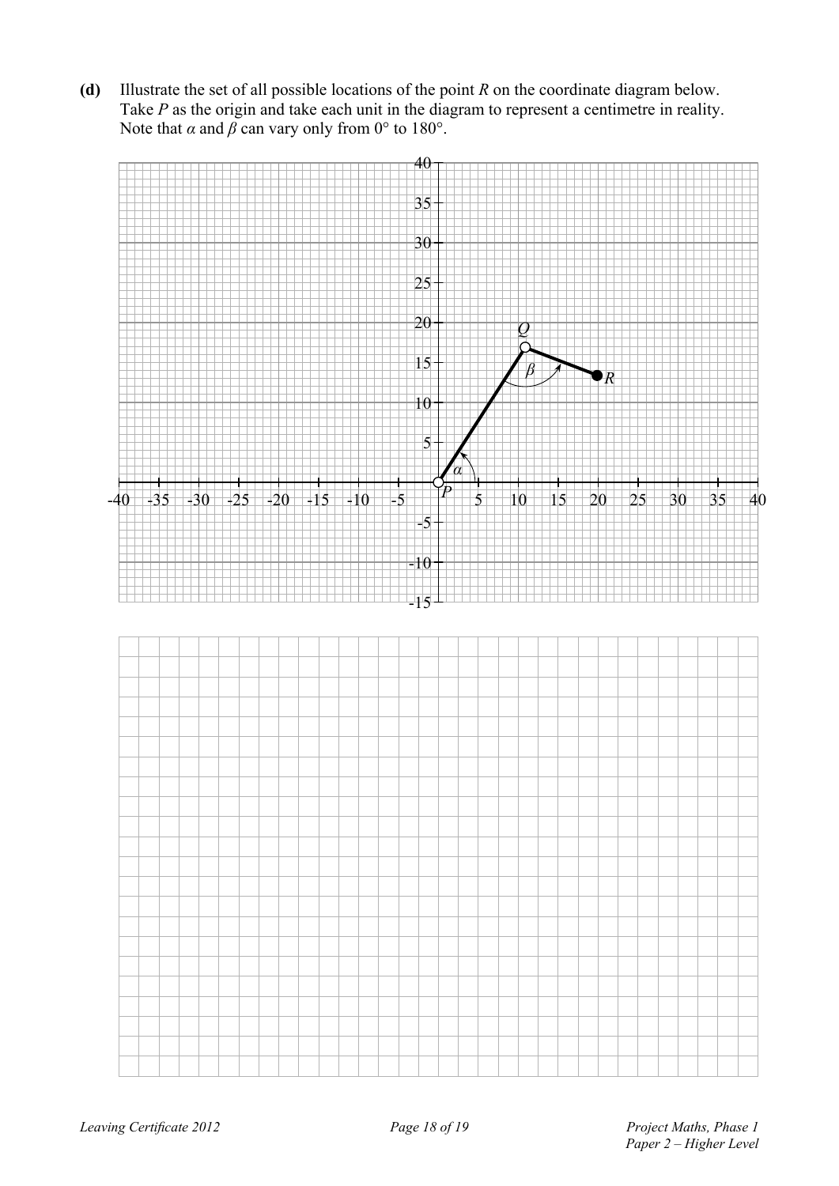**(d)** Illustrate the set of all possible locations of the point $R$ on the coordinate diagram below. Take $P$ as the origin and take each unit in the diagram to represent a centimetre in reality. Note that $\alpha$ and $\beta$ can vary only from 0° to 180°.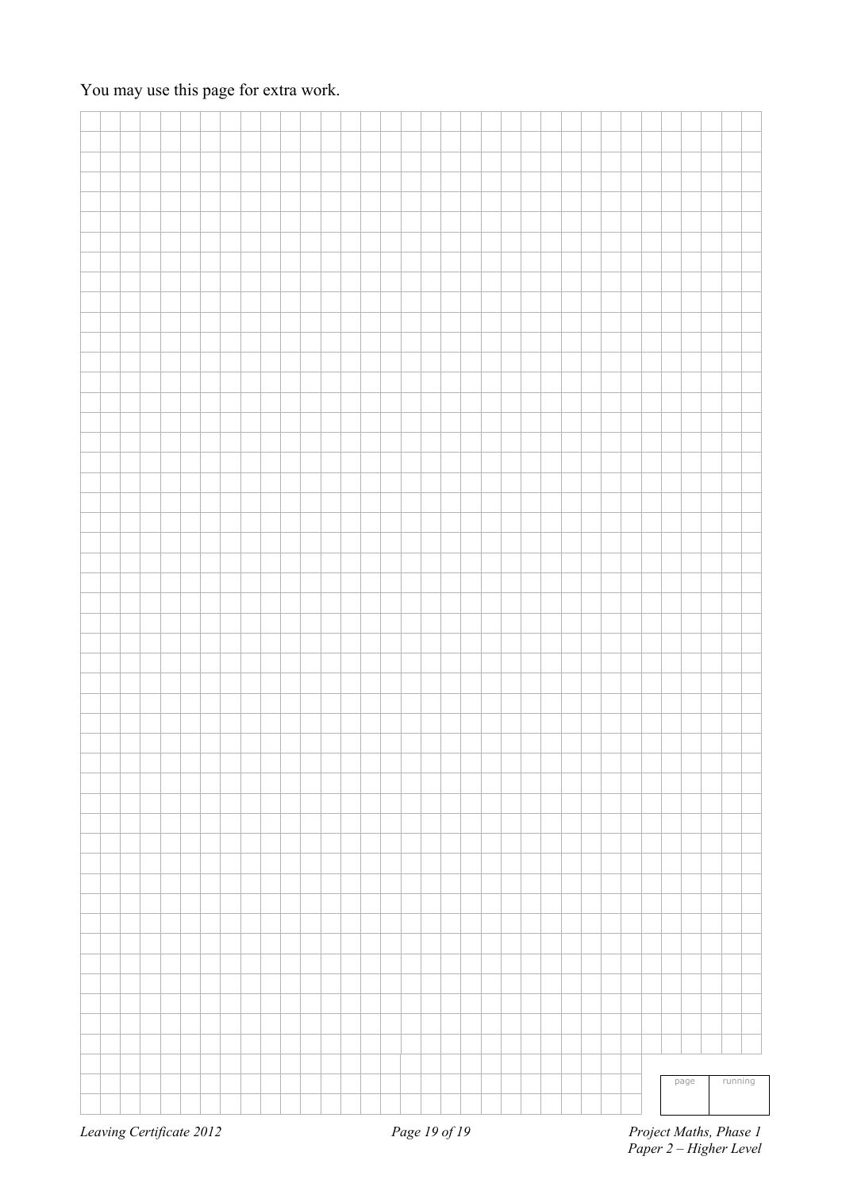You may use this page for extra work.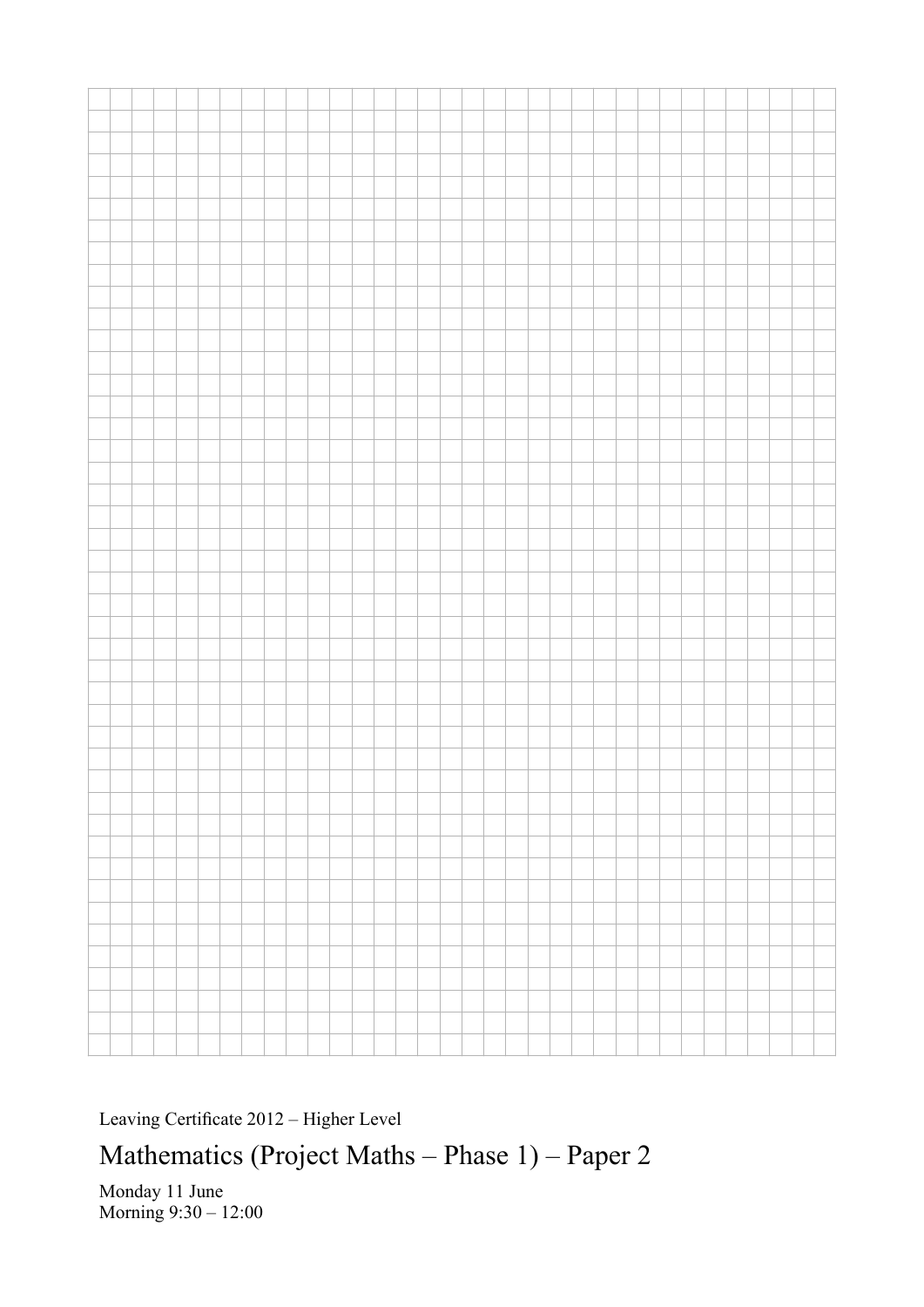Leaving Certificate 2012 – Higher Level

Mathematics (Project Maths – Phase 1) – Paper 2

Monday 11 June
Morning 9:30 – 12:00